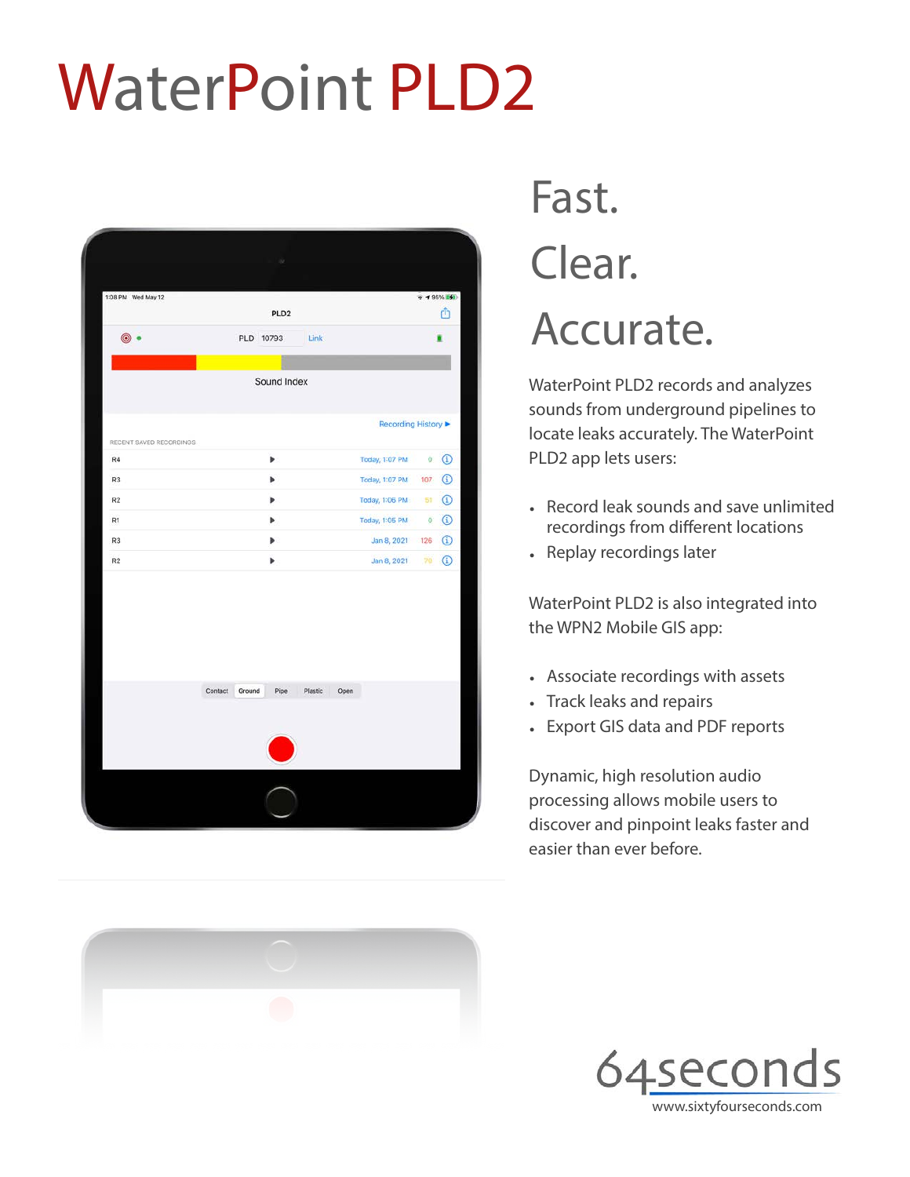# WaterPoint PLD2

## Fast.

## Clear.

## Accurate.

WaterPoint PLD2 records and analyzes sounds from underground pipelines to locate leaks accurately. The WaterPoint PLD2 app lets users:

- Record leak sounds and save unlimited recordings from different locations
- Replay recordings later

WaterPoint PLD2 is also integrated into the WPN2 Mobile GIS app:

- Associate recordings with assets
- Track leaks and repairs
- Export GIS data and PDF reports

Dynamic, high resolution audio processing allows mobile users to discover and pinpoint leaks faster and easier than ever before.

64seconds

www.sixtyfourseconds.com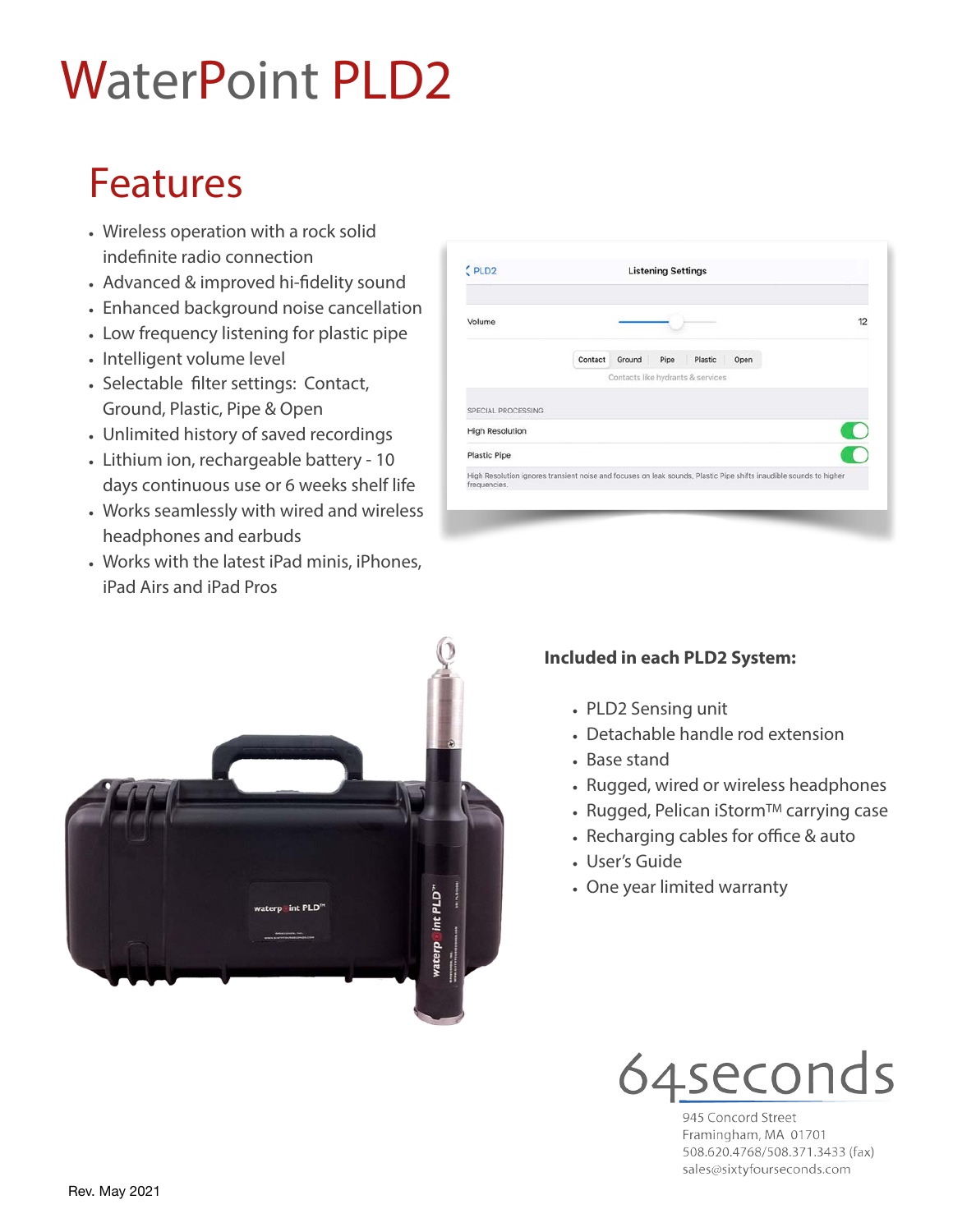# WaterPoint PLD2

## Features

- Wireless operation with a rock solid indefinite radio connection
- Advanced & improved hi-fidelity sound
- Enhanced background noise cancellation
- Low frequency listening for plastic pipe
- Intelligent volume level
- Selectable filter settings: Contact, Ground, Plastic, Pipe & Open
- Unlimited history of saved recordings
- Lithium ion, rechargeable battery - 10 days continuous use or 6 weeks shelf life
- Works seamlessly with wired and wireless headphones and earbuds
- Works with the latest iPad minis, iPhones, iPad Airs and iPad Pros

**Included in each PLD2 System:**

- PLD2 Sensing unit
- Detachable handle rod extension
- Base stand
- Rugged, wired or wireless headphones
- Rugged, Pelican iStorm™ carrying case
- Recharging cables for office & auto
- User's Guide
- One year limited warranty

64seconds

945 Concord Street
Framingham, MA 01701
508.620.4768/508.371.3433 (fax)
sales@sixtyfourseconds.com

Rev. May 2021